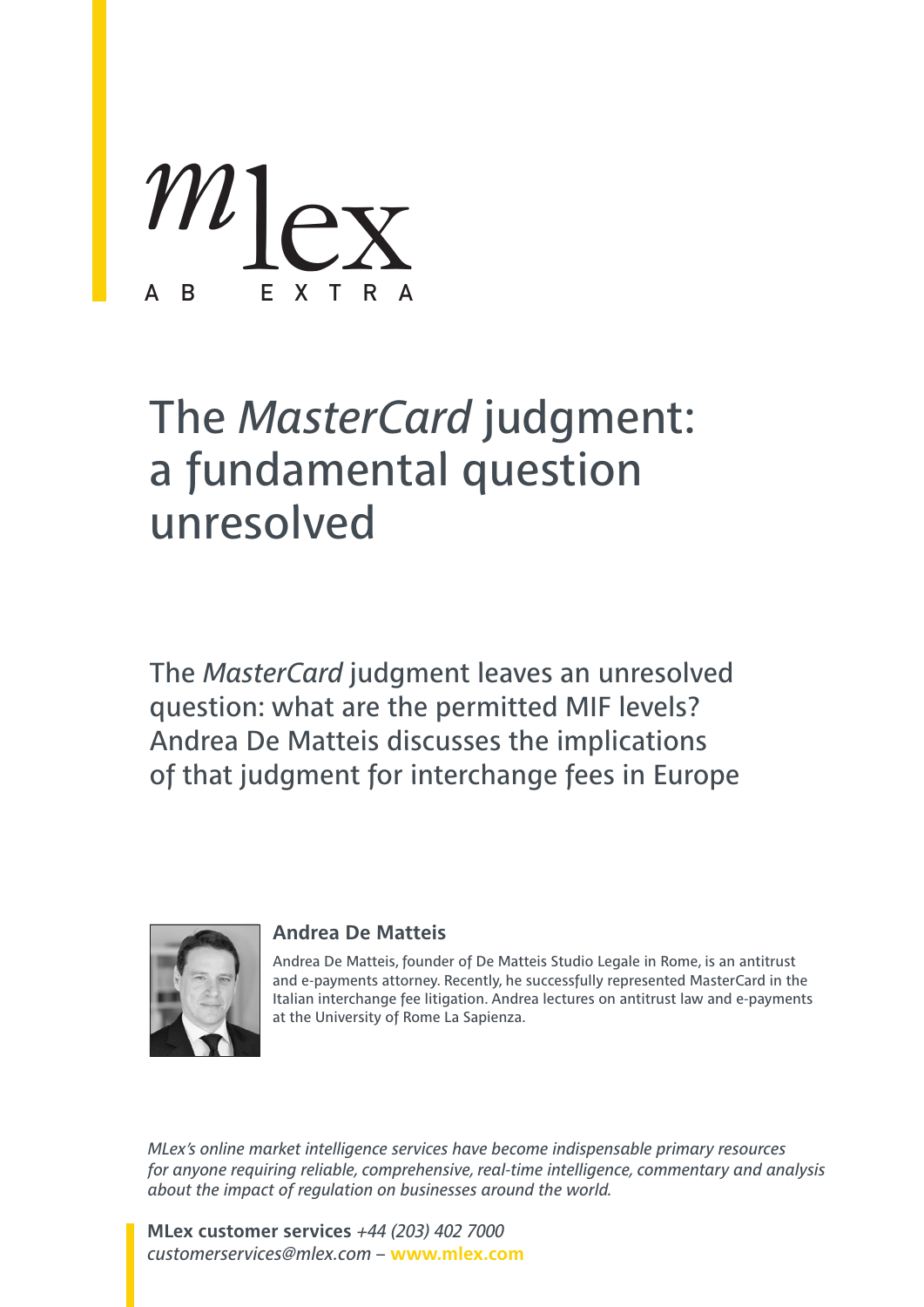mlex

AB EXTRA

# The *MasterCard* judgment: a fundamental question unresolved

The *MasterCard* judgment leaves an unresolved question: what are the permitted MIF levels? Andrea De Matteis discusses the implications of that judgment for interchange fees in Europe

**Andrea De Matteis**

Andrea De Matteis, founder of De Matteis Studio Legale in Rome, is an antitrust and e-payments attorney. Recently, he successfully represented MasterCard in the Italian interchange fee litigation. Andrea lectures on antitrust law and e-payments at the University of Rome La Sapienza.

*MLex's online market intelligence services have become indispensable primary resources for anyone requiring reliable, comprehensive, real-time intelligence, commentary and analysis about the impact of regulation on businesses around the world.*

**MLex customer services** *+44 (203) 402 7000*
*customerservices@mlex.com* – **www.mlex.com**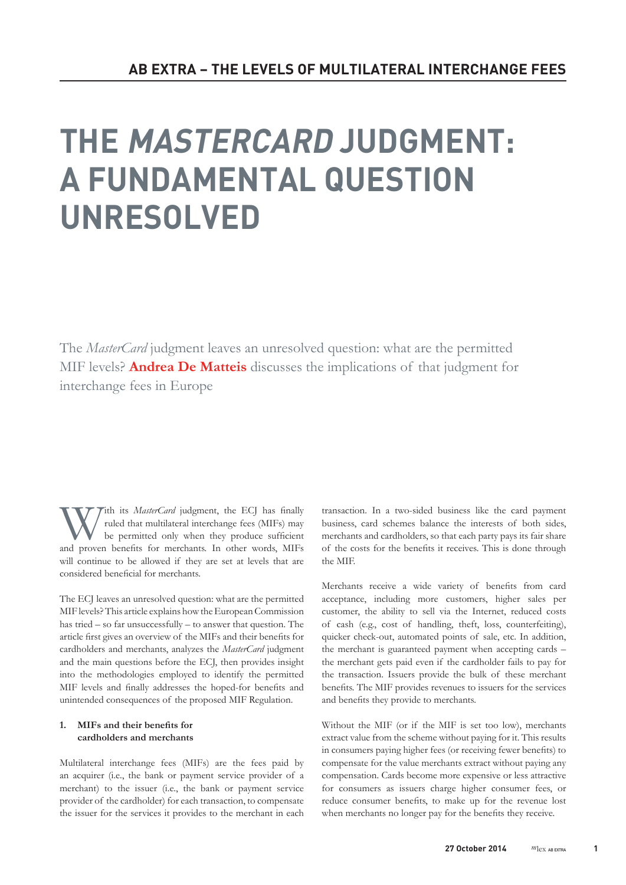## AB EXTRA – THE LEVELS OF MULTILATERAL INTERCHANGE FEES

# THE *MASTERCARD* JUDGMENT: A FUNDAMENTAL QUESTION UNRESOLVED

The *MasterCard* judgment leaves an unresolved question: what are the permitted MIF levels? **Andrea De Matteis** discusses the implications of that judgment for interchange fees in Europe

With its *MasterCard* judgment, the ECJ has finally ruled that multilateral interchange fees (MIFs) may be permitted only when they produce sufficient and proven benefits for merchants. In other words, MIFs will continue to be allowed if they are set at levels that are considered beneficial for merchants.

The ECJ leaves an unresolved question: what are the permitted MIF levels? This article explains how the European Commission has tried – so far unsuccessfully – to answer that question. The article first gives an overview of the MIFs and their benefits for cardholders and merchants, analyzes the *MasterCard* judgment and the main questions before the ECJ, then provides insight into the methodologies employed to identify the permitted MIF levels and finally addresses the hoped-for benefits and unintended consequences of the proposed MIF Regulation.

### 1. MIFs and their benefits for cardholders and merchants

Multilateral interchange fees (MIFs) are the fees paid by an acquirer (i.e., the bank or payment service provider of a merchant) to the issuer (i.e., the bank or payment service provider of the cardholder) for each transaction, to compensate the issuer for the services it provides to the merchant in each transaction. In a two-sided business like the card payment business, card schemes balance the interests of both sides, merchants and cardholders, so that each party pays its fair share of the costs for the benefits it receives. This is done through the MIF.

Merchants receive a wide variety of benefits from card acceptance, including more customers, higher sales per customer, the ability to sell via the Internet, reduced costs of cash (e.g., cost of handling, theft, loss, counterfeiting), quicker check-out, automated points of sale, etc. In addition, the merchant is guaranteed payment when accepting cards – the merchant gets paid even if the cardholder fails to pay for the transaction. Issuers provide the bulk of these merchant benefits. The MIF provides revenues to issuers for the services and benefits they provide to merchants.

Without the MIF (or if the MIF is set too low), merchants extract value from the scheme without paying for it. This results in consumers paying higher fees (or receiving fewer benefits) to compensate for the value merchants extract without paying any compensation. Cards become more expensive or less attractive for consumers as issuers charge higher consumer fees, or reduce consumer benefits, to make up for the revenue lost when merchants no longer pay for the benefits they receive.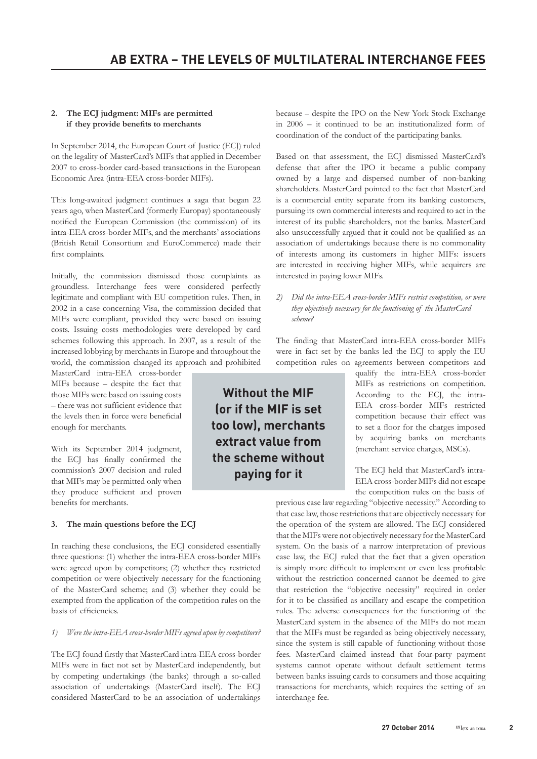## 2. The ECJ judgment: MIFs are permitted if they provide benefits to merchants

In September 2014, the European Court of Justice (ECJ) ruled on the legality of MasterCard's MIFs that applied in December 2007 to cross-border card-based transactions in the European Economic Area (intra-EEA cross-border MIFs).

This long-awaited judgment continues a saga that began 22 years ago, when MasterCard (formerly Europay) spontaneously notified the European Commission (the commission) of its intra-EEA cross-border MIFs, and the merchants' associations (British Retail Consortium and EuroCommerce) made their first complaints.

Initially, the commission dismissed those complaints as groundless. Interchange fees were considered perfectly legitimate and compliant with EU competition rules. Then, in 2002 in a case concerning Visa, the commission decided that MIFs were compliant, provided they were based on issuing costs. Issuing costs methodologies were developed by card schemes following this approach. In 2007, as a result of the increased lobbying by merchants in Europe and throughout the world, the commission changed its approach and prohibited MasterCard intra-EEA cross-border MIFs because – despite the fact that those MIFs were based on issuing costs – there was not sufficient evidence that the levels then in force were beneficial enough for merchants.

With its September 2014 judgment, the ECJ has finally confirmed the commission's 2007 decision and ruled that MIFs may be permitted only when they produce sufficient and proven benefits for merchants.

> **Without the MIF (or if the MIF is set too low), merchants extract value from the scheme without paying for it**

## 3. The main questions before the ECJ

In reaching these conclusions, the ECJ considered essentially three questions: (1) whether the intra-EEA cross-border MIFs were agreed upon by competitors; (2) whether they restricted competition or were objectively necessary for the functioning of the MasterCard scheme; and (3) whether they could be exempted from the application of the competition rules on the basis of efficiencies.

*1) Were the intra-EEA cross-border MIFs agreed upon by competitors?*

The ECJ found firstly that MasterCard intra-EEA cross-border MIFs were in fact not set by MasterCard independently, but by competing undertakings (the banks) through a so-called association of undertakings (MasterCard itself). The ECJ considered MasterCard to be an association of undertakings because – despite the IPO on the New York Stock Exchange in 2006 – it continued to be an institutionalized form of coordination of the conduct of the participating banks.

Based on that assessment, the ECJ dismissed MasterCard's defense that after the IPO it became a public company owned by a large and dispersed number of non-banking shareholders. MasterCard pointed to the fact that MasterCard is a commercial entity separate from its banking customers, pursuing its own commercial interests and required to act in the interest of its public shareholders, not the banks. MasterCard also unsuccessfully argued that it could not be qualified as an association of undertakings because there is no commonality of interests among its customers in higher MIFs: issuers are interested in receiving higher MIFs, while acquirers are interested in paying lower MIFs.

*2) Did the intra-EEA cross-border MIFs restrict competition, or were they objectively necessary for the functioning of the MasterCard scheme?*

The finding that MasterCard intra-EEA cross-border MIFs were in fact set by the banks led the ECJ to apply the EU competition rules on agreements between competitors and qualify the intra-EEA cross-border MIFs as restrictions on competition. According to the ECJ, the intra-EEA cross-border MIFs restricted competition because their effect was to set a floor for the charges imposed by acquiring banks on merchants (merchant service charges, MSCs).

The ECJ held that MasterCard's intra-EEA cross-border MIFs did not escape the competition rules on the basis of previous case law regarding "objective necessity." According to that case law, those restrictions that are objectively necessary for the operation of the system are allowed. The ECJ considered that the MIFs were not objectively necessary for the MasterCard system. On the basis of a narrow interpretation of previous case law, the ECJ ruled that the fact that a given operation is simply more difficult to implement or even less profitable without the restriction concerned cannot be deemed to give that restriction the "objective necessity" required in order for it to be classified as ancillary and escape the competition rules. The adverse consequences for the functioning of the MasterCard system in the absence of the MIFs do not mean that the MIFs must be regarded as being objectively necessary, since the system is still capable of functioning without those fees. MasterCard claimed instead that four-party payment systems cannot operate without default settlement terms between banks issuing cards to consumers and those acquiring transactions for merchants, which requires the setting of an interchange fee.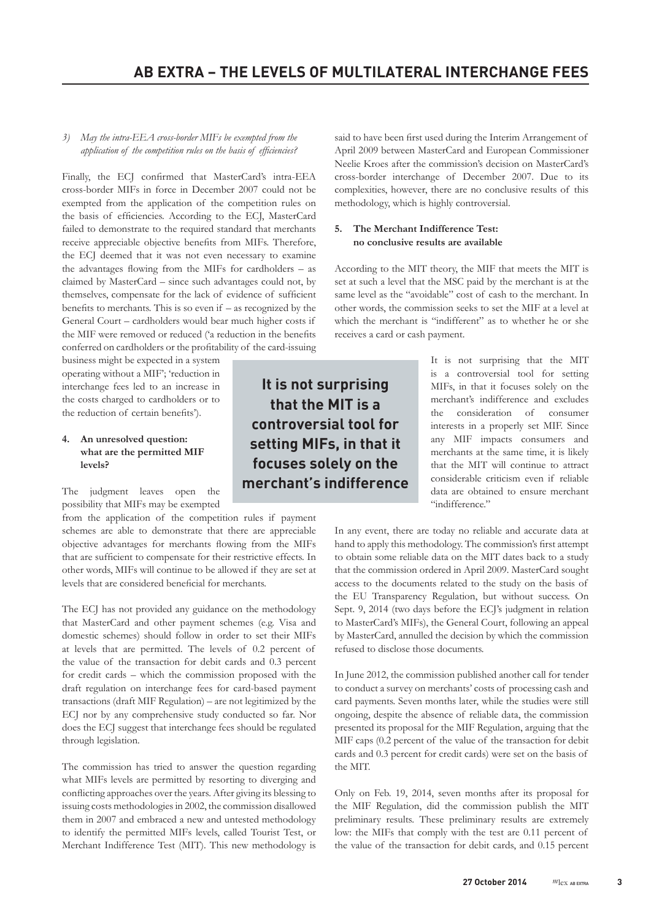*3) May the intra-EEA cross-border MIFs be exempted from the application of the competition rules on the basis of efficiencies?*

Finally, the ECJ confirmed that MasterCard's intra-EEA cross-border MIFs in force in December 2007 could not be exempted from the application of the competition rules on the basis of efficiencies. According to the ECJ, MasterCard failed to demonstrate to the required standard that merchants receive appreciable objective benefits from MIFs. Therefore, the ECJ deemed that it was not even necessary to examine the advantages flowing from the MIFs for cardholders – as claimed by MasterCard – since such advantages could not, by themselves, compensate for the lack of evidence of sufficient benefits to merchants. This is so even if – as recognized by the General Court – cardholders would bear much higher costs if the MIF were removed or reduced ('a reduction in the benefits conferred on cardholders or the profitability of the card-issuing business might be expected in a system operating without a MIF'; 'reduction in interchange fees led to an increase in the costs charged to cardholders or to the reduction of certain benefits').

**4. An unresolved question: what are the permitted MIF levels?**

The judgment leaves open the possibility that MIFs may be exempted from the application of the competition rules if payment schemes are able to demonstrate that there are appreciable objective advantages for merchants flowing from the MIFs that are sufficient to compensate for their restrictive effects. In other words, MIFs will continue to be allowed if they are set at levels that are considered beneficial for merchants.

The ECJ has not provided any guidance on the methodology that MasterCard and other payment schemes (e.g. Visa and domestic schemes) should follow in order to set their MIFs at levels that are permitted. The levels of 0.2 percent of the value of the transaction for debit cards and 0.3 percent for credit cards – which the commission proposed with the draft regulation on interchange fees for card-based payment transactions (draft MIF Regulation) – are not legitimized by the ECJ nor by any comprehensive study conducted so far. Nor does the ECJ suggest that interchange fees should be regulated through legislation.

The commission has tried to answer the question regarding what MIFs levels are permitted by resorting to diverging and conflicting approaches over the years. After giving its blessing to issuing costs methodologies in 2002, the commission disallowed them in 2007 and embraced a new and untested methodology to identify the permitted MIFs levels, called Tourist Test, or Merchant Indifference Test (MIT). This new methodology is said to have been first used during the Interim Arrangement of April 2009 between MasterCard and European Commissioner Neelie Kroes after the commission's decision on MasterCard's cross-border interchange of December 2007. Due to its complexities, however, there are no conclusive results of this methodology, which is highly controversial.

**5. The Merchant Indifference Test: no conclusive results are available**

According to the MIT theory, the MIF that meets the MIT is set at such a level that the MSC paid by the merchant is at the same level as the "avoidable" cost of cash to the merchant. In other words, the commission seeks to set the MIF at a level at which the merchant is "indifferent" as to whether he or she receives a card or cash payment.

**It is not surprising that the MIT is a controversial tool for setting MIFs, in that it focuses solely on the merchant's indifference**

It is not surprising that the MIT is a controversial tool for setting MIFs, in that it focuses solely on the merchant's indifference and excludes the consideration of consumer interests in a properly set MIF. Since any MIF impacts consumers and merchants at the same time, it is likely that the MIT will continue to attract considerable criticism even if reliable data are obtained to ensure merchant "indifference."

In any event, there are today no reliable and accurate data at hand to apply this methodology. The commission's first attempt to obtain some reliable data on the MIT dates back to a study that the commission ordered in April 2009. MasterCard sought access to the documents related to the study on the basis of the EU Transparency Regulation, but without success. On Sept. 9, 2014 (two days before the ECJ's judgment in relation to MasterCard's MIFs), the General Court, following an appeal by MasterCard, annulled the decision by which the commission refused to disclose those documents.

In June 2012, the commission published another call for tender to conduct a survey on merchants' costs of processing cash and card payments. Seven months later, while the studies were still ongoing, despite the absence of reliable data, the commission presented its proposal for the MIF Regulation, arguing that the MIF caps (0.2 percent of the value of the transaction for debit cards and 0.3 percent for credit cards) were set on the basis of the MIT.

Only on Feb. 19, 2014, seven months after its proposal for the MIF Regulation, did the commission publish the MIT preliminary results. These preliminary results are extremely low: the MIFs that comply with the test are 0.11 percent of the value of the transaction for debit cards, and 0.15 percent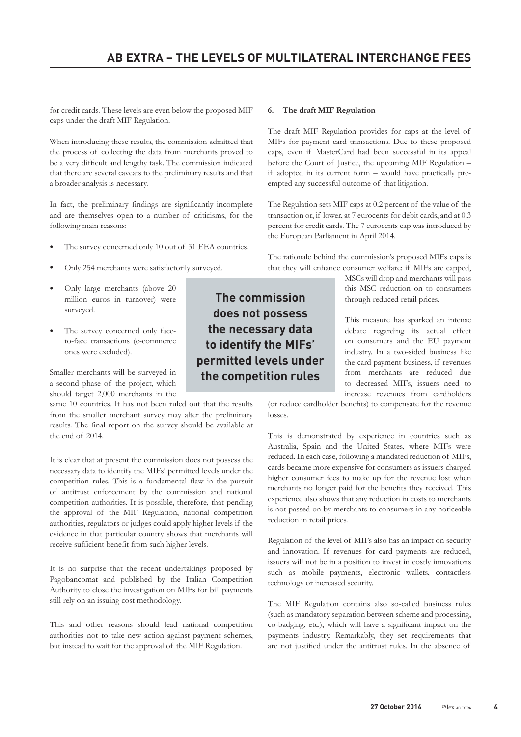for credit cards. These levels are even below the proposed MIF caps under the draft MIF Regulation.

When introducing these results, the commission admitted that the process of collecting the data from merchants proved to be a very difficult and lengthy task. The commission indicated that there are several caveats to the preliminary results and that a broader analysis is necessary.

In fact, the preliminary findings are significantly incomplete and are themselves open to a number of criticisms, for the following main reasons:

- The survey concerned only 10 out of 31 EEA countries.
- Only 254 merchants were satisfactorily surveyed.
- Only large merchants (above 20 million euros in turnover) were surveyed.
- The survey concerned only face-to-face transactions (e-commerce ones were excluded).

Smaller merchants will be surveyed in a second phase of the project, which should target 2,000 merchants in the same 10 countries. It has not been ruled out that the results from the smaller merchant survey may alter the preliminary results. The final report on the survey should be available at the end of 2014.

**The commission does not possess the necessary data to identify the MIFs' permitted levels under the competition rules**

It is clear that at present the commission does not possess the necessary data to identify the MIFs' permitted levels under the competition rules. This is a fundamental flaw in the pursuit of antitrust enforcement by the commission and national competition authorities. It is possible, therefore, that pending the approval of the MIF Regulation, national competition authorities, regulators or judges could apply higher levels if the evidence in that particular country shows that merchants will receive sufficient benefit from such higher levels.

It is no surprise that the recent undertakings proposed by Pagobancomat and published by the Italian Competition Authority to close the investigation on MIFs for bill payments still rely on an issuing cost methodology.

This and other reasons should lead national competition authorities not to take new action against payment schemes, but instead to wait for the approval of the MIF Regulation.

## 6. The draft MIF Regulation

The draft MIF Regulation provides for caps at the level of MIFs for payment card transactions. Due to these proposed caps, even if MasterCard had been successful in its appeal before the Court of Justice, the upcoming MIF Regulation – if adopted in its current form – would have practically pre-empted any successful outcome of that litigation.

The Regulation sets MIF caps at 0.2 percent of the value of the transaction or, if lower, at 7 eurocents for debit cards, and at 0.3 percent for credit cards. The 7 eurocents cap was introduced by the European Parliament in April 2014.

The rationale behind the commission's proposed MIFs caps is that they will enhance consumer welfare: if MIFs are capped, MSCs will drop and merchants will pass this MSC reduction on to consumers through reduced retail prices.

This measure has sparked an intense debate regarding its actual effect on consumers and the EU payment industry. In a two-sided business like the card payment business, if revenues from merchants are reduced due to decreased MIFs, issuers need to increase revenues from cardholders (or reduce cardholder benefits) to compensate for the revenue losses.

This is demonstrated by experience in countries such as Australia, Spain and the United States, where MIFs were reduced. In each case, following a mandated reduction of MIFs, cards became more expensive for consumers as issuers charged higher consumer fees to make up for the revenue lost when merchants no longer paid for the benefits they received. This experience also shows that any reduction in costs to merchants is not passed on by merchants to consumers in any noticeable reduction in retail prices.

Regulation of the level of MIFs also has an impact on security and innovation. If revenues for card payments are reduced, issuers will not be in a position to invest in costly innovations such as mobile payments, electronic wallets, contactless technology or increased security.

The MIF Regulation contains also so-called business rules (such as mandatory separation between scheme and processing, co-badging, etc.), which will have a significant impact on the payments industry. Remarkably, they set requirements that are not justified under the antitrust rules. In the absence of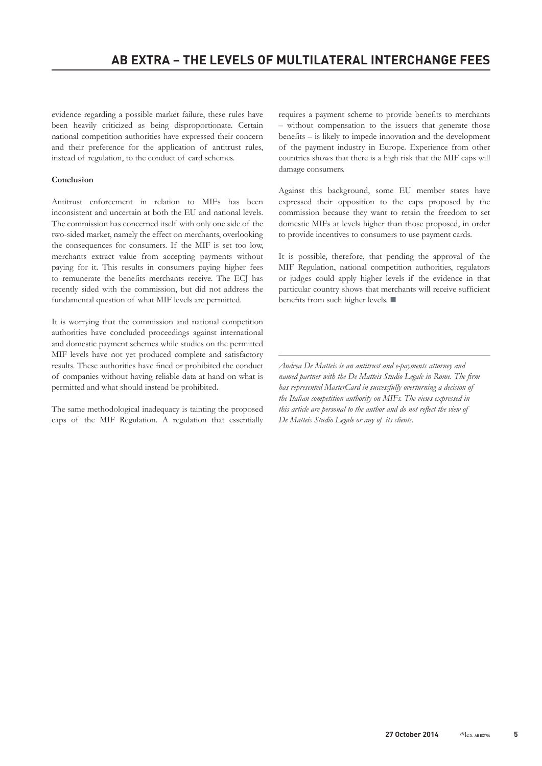evidence regarding a possible market failure, these rules have been heavily criticized as being disproportionate. Certain national competition authorities have expressed their concern and their preference for the application of antitrust rules, instead of regulation, to the conduct of card schemes.

**Conclusion**

Antitrust enforcement in relation to MIFs has been inconsistent and uncertain at both the EU and national levels. The commission has concerned itself with only one side of the two-sided market, namely the effect on merchants, overlooking the consequences for consumers. If the MIF is set too low, merchants extract value from accepting payments without paying for it. This results in consumers paying higher fees to remunerate the benefits merchants receive. The ECJ has recently sided with the commission, but did not address the fundamental question of what MIF levels are permitted.

It is worrying that the commission and national competition authorities have concluded proceedings against international and domestic payment schemes while studies on the permitted MIF levels have not yet produced complete and satisfactory results. These authorities have fined or prohibited the conduct of companies without having reliable data at hand on what is permitted and what should instead be prohibited.

The same methodological inadequacy is tainting the proposed caps of the MIF Regulation. A regulation that essentially requires a payment scheme to provide benefits to merchants – without compensation to the issuers that generate those benefits – is likely to impede innovation and the development of the payment industry in Europe. Experience from other countries shows that there is a high risk that the MIF caps will damage consumers.

Against this background, some EU member states have expressed their opposition to the caps proposed by the commission because they want to retain the freedom to set domestic MIFs at levels higher than those proposed, in order to provide incentives to consumers to use payment cards.

It is possible, therefore, that pending the approval of the MIF Regulation, national competition authorities, regulators or judges could apply higher levels if the evidence in that particular country shows that merchants will receive sufficient benefits from such higher levels. ■

---

*Andrea De Matteis is an antitrust and e-payments attorney and named partner with the De Matteis Studio Legale in Rome. The firm has represented MasterCard in successfully overturning a decision of the Italian competition authority on MIFs. The views expressed in this article are personal to the author and do not reflect the view of De Matteis Studio Legale or any of its clients.*